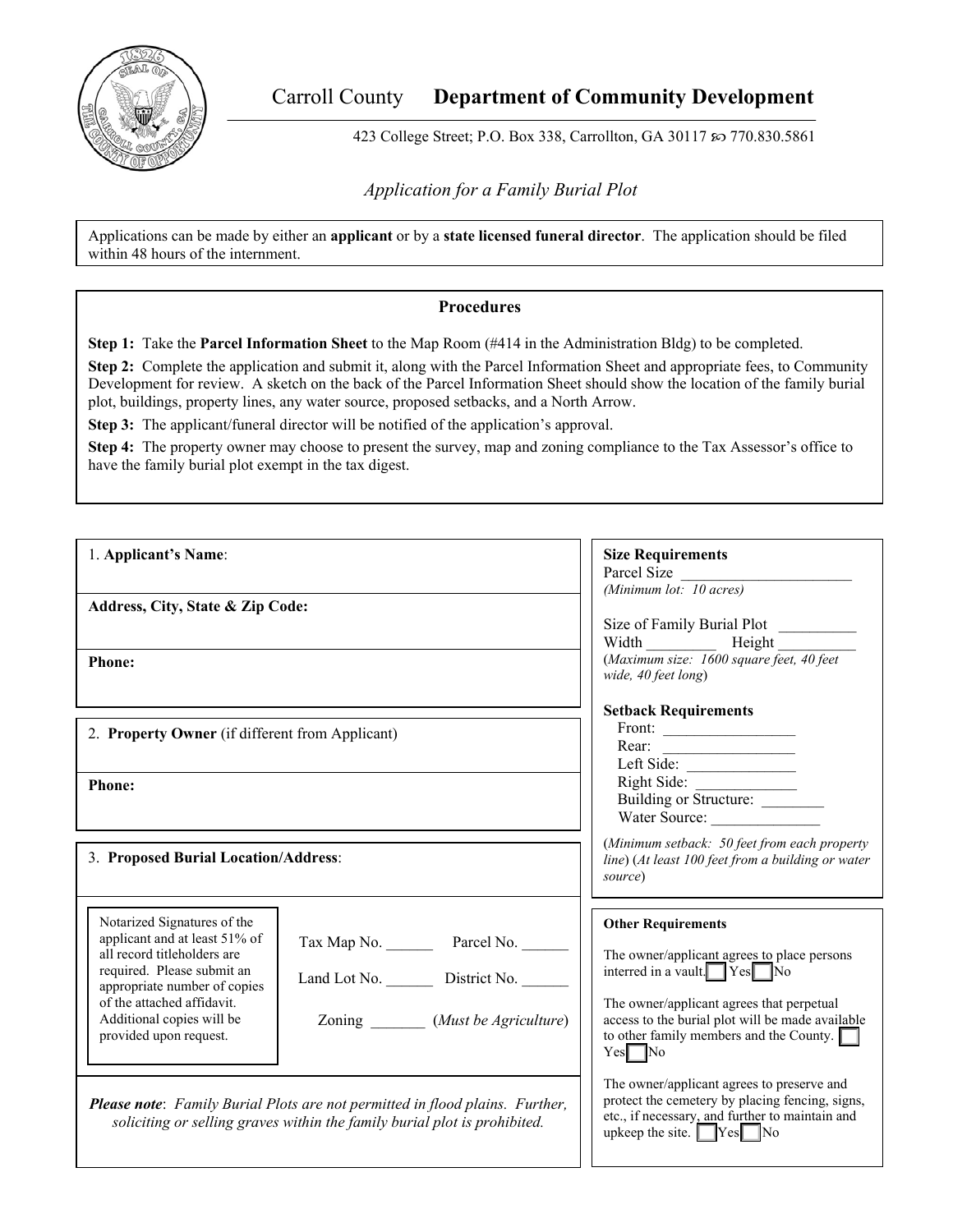# Carroll County **Department of Community Development**

423 College Street; P.O. Box 338, Carrollton, GA 30117 ∞ 770.830.5861

*Application for a Family Burial Plot*

Applications can be made by either an **applicant** or by a **state licensed funeral director**. The application should be filed within 48 hours of the internment.

## Procedures

**Step 1:** Take the **Parcel Information Sheet** to the Map Room (#414 in the Administration Bldg) to be completed.

**Step 2:** Complete the application and submit it, along with the Parcel Information Sheet and appropriate fees, to Community Development for review. A sketch on the back of the Parcel Information Sheet should show the location of the family burial plot, buildings, property lines, any water source, proposed setbacks, and a North Arrow.

**Step 3:** The applicant/funeral director will be notified of the application's approval.

**Step 4:** The property owner may choose to present the survey, map and zoning compliance to the Tax Assessor's office to have the family burial plot exempt in the tax digest.

1. **Applicant's Name**:

**Address, City, State & Zip Code:**

**Phone:**

2. **Property Owner** (if different from Applicant)

**Phone:**

3. **Proposed Burial Location/Address**:

Notarized Signatures of the applicant and at least 51% of all record titleholders are required. Please submit an appropriate number of copies of the attached affidavit. Additional copies will be provided upon request.

Tax Map No. ______ Parcel No. ______

Land Lot No. ______ District No. ______

Zoning _______ (*Must be Agriculture*)

***Please note***: *Family Burial Plots are not permitted in flood plains. Further, soliciting or selling graves within the family burial plot is prohibited.*

**Size Requirements**

Parcel Size ______________________
*(Minimum lot: 10 acres)*

Size of Family Burial Plot __________
Width _________ Height __________
(*Maximum size: 1600 square feet, 40 feet wide, 40 feet long*)

**Setback Requirements**

Front: _________________
Rear: _________________
Left Side: ______________
Right Side: _____________
Building or Structure: ________
Water Source: ______________

(*Minimum setback: 50 feet from each property line*) (*At least 100 feet from a building or water source*)

**Other Requirements**

The owner/applicant agrees to place persons interred in a vault. ☐ Yes ☐ No

The owner/applicant agrees that perpetual access to the burial plot will be made available to other family members and the County. ☐ Yes ☐ No

The owner/applicant agrees to preserve and protect the cemetery by placing fencing, signs, etc., if necessary, and further to maintain and upkeep the site. ☐ Yes ☐ No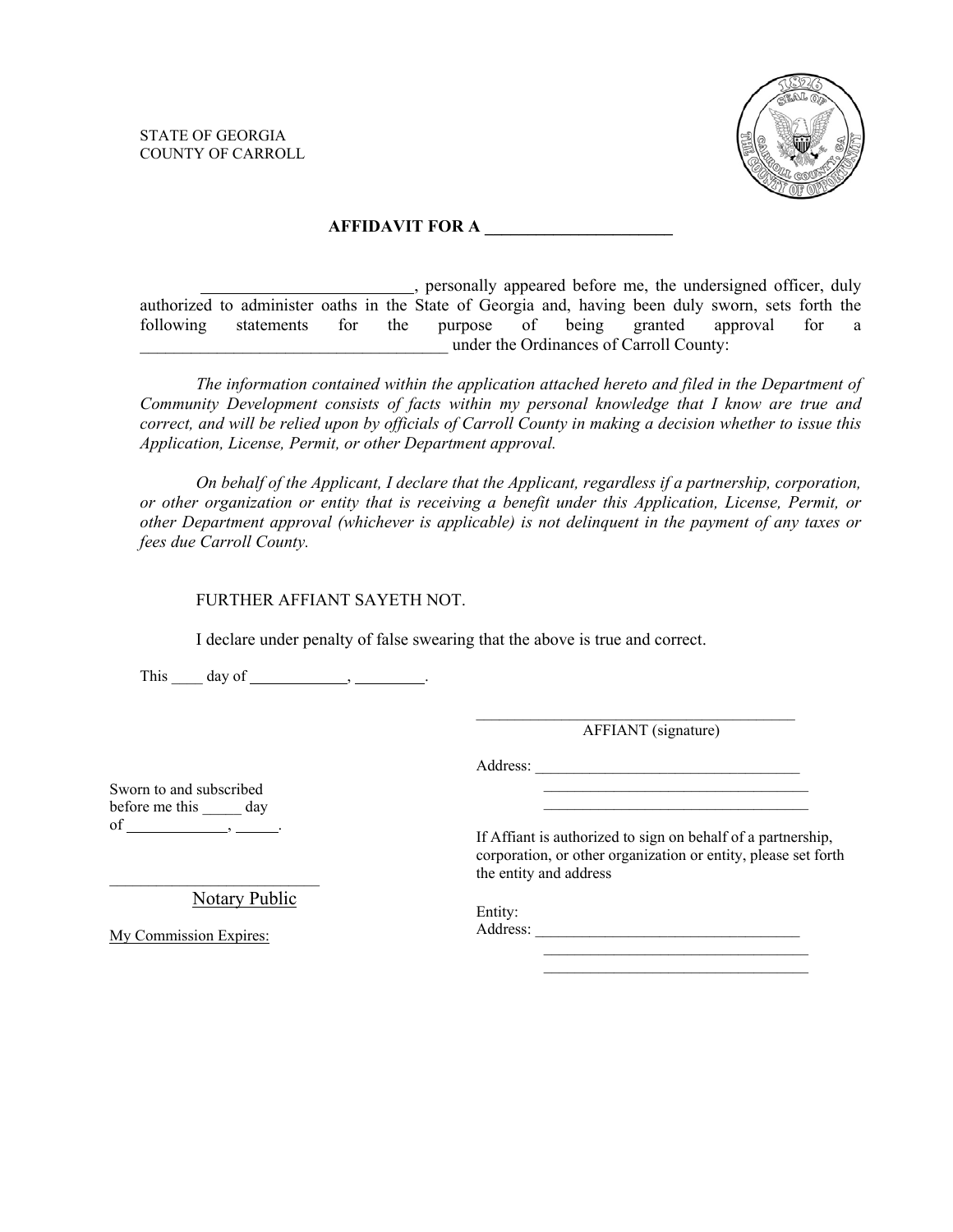STATE OF GEORGIA
COUNTY OF CARROLL

**AFFIDAVIT FOR A ______________________**

__________________________, personally appeared before me, the undersigned officer, duly authorized to administer oaths in the State of Georgia and, having been duly sworn, sets forth the following statements for the purpose of being granted approval for a _____________________________________ under the Ordinances of Carroll County:

*The information contained within the application attached hereto and filed in the Department of Community Development consists of facts within my personal knowledge that I know are true and correct, and will be relied upon by officials of Carroll County in making a decision whether to issue this Application, License, Permit, or other Department approval.*

*On behalf of the Applicant, I declare that the Applicant, regardless if a partnership, corporation, or other organization or entity that is receiving a benefit under this Application, License, Permit, or other Department approval (whichever is applicable) is not delinquent in the payment of any taxes or fees due Carroll County.*

FURTHER AFFIANT SAYETH NOT.

I declare under penalty of false swearing that the above is true and correct.

This ____ day of _____________, _________.

_________________________________________
AFFIANT (signature)

Address: ___________________________________
___________________________________
___________________________________

Sworn to and subscribed before me this _____ day of _____________, ______.

___________________________
Notary Public

My Commission Expires:

If Affiant is authorized to sign on behalf of a partnership, corporation, or other organization or entity, please set forth the entity and address

Entity:
Address: ___________________________________
___________________________________
___________________________________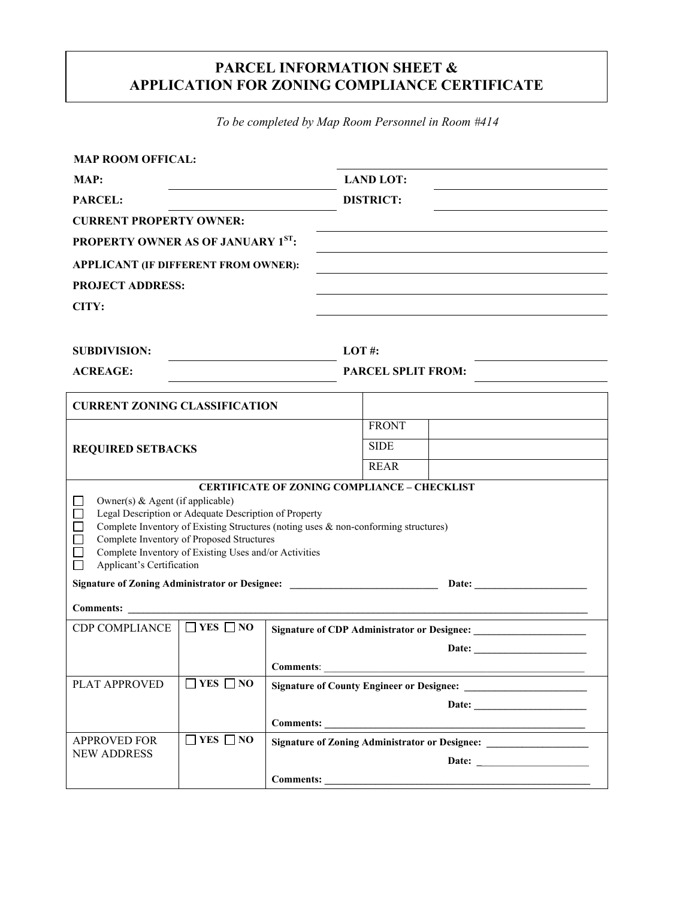# PARCEL INFORMATION SHEET & APPLICATION FOR ZONING COMPLIANCE CERTIFICATE

*To be completed by Map Room Personnel in Room #414*

**MAP ROOM OFFICAL:** ______________________________

**MAP:** ______________________ **LAND LOT:** ______________________

**PARCEL:** ______________________ **DISTRICT:** ______________________

**CURRENT PROPERTY OWNER:** ______________________________

**PROPERTY OWNER AS OF JANUARY 1ST:** ______________________________

**APPLICANT (IF DIFFERENT FROM OWNER):** ______________________________

**PROJECT ADDRESS:** ______________________________

**CITY:** ______________________________

**SUBDIVISION:** ______________________ **LOT #:** ______________________

**ACREAGE:** ______________________ **PARCEL SPLIT FROM:** ______________________

| **CURRENT ZONING CLASSIFICATION** | | |
|---|---|---|
| **REQUIRED SETBACKS** | FRONT | |
| | SIDE | |
| | REAR | |

**CERTIFICATE OF ZONING COMPLIANCE – CHECKLIST**

- ☐ Owner(s) & Agent (if applicable)
- ☐ Legal Description or Adequate Description of Property
- ☐ Complete Inventory of Existing Structures (noting uses & non-conforming structures)
- ☐ Complete Inventory of Proposed Structures
- ☐ Complete Inventory of Existing Uses and/or Activities
- ☐ Applicant's Certification

**Signature of Zoning Administrator or Designee:** ______________________ **Date:** ______________________

**Comments:** ______________________________________________________________

| | | |
|---|---|---|
| CDP COMPLIANCE | ☐ **YES** ☐ **NO** | **Signature of CDP Administrator or Designee:** ______________________<br>**Date:** ______________________<br>**Comments**: ______________________ |
| PLAT APPROVED | ☐ **YES** ☐ **NO** | **Signature of County Engineer or Designee:** ______________________<br>**Date:** ______________________<br>**Comments:** ______________________ |
| APPROVED FOR NEW ADDRESS | ☐ **YES** ☐ **NO** | **Signature of Zoning Administrator or Designee:** ______________________<br>**Date:** ______________________<br>**Comments:** ______________________ |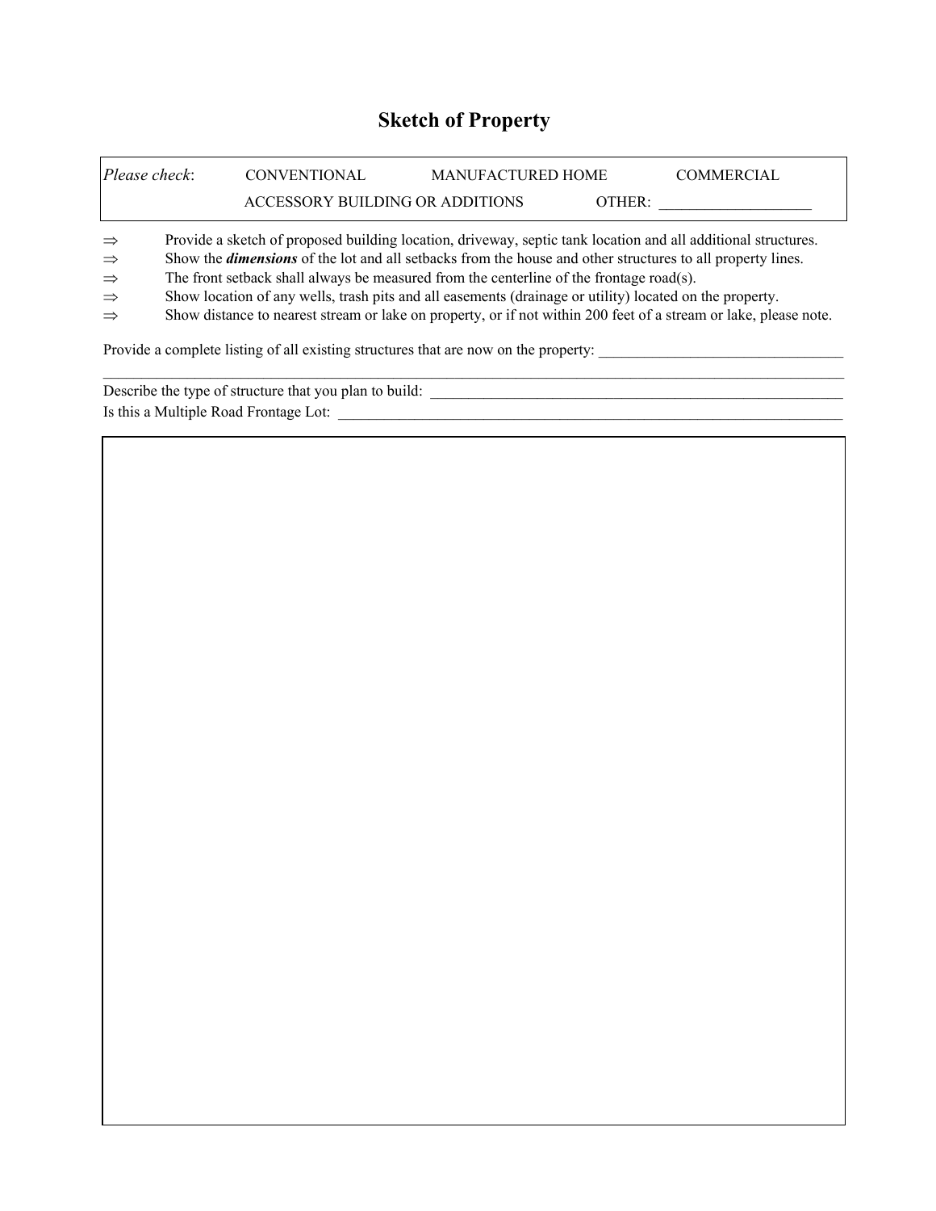# Sketch of Property

*Please check*: CONVENTIONAL MANUFACTURED HOME COMMERCIAL
ACCESSORY BUILDING OR ADDITIONS OTHER: ____________________

⇒ Provide a sketch of proposed building location, driveway, septic tank location and all additional structures.
⇒ Show the ***dimensions*** of the lot and all setbacks from the house and other structures to all property lines.
⇒ The front setback shall always be measured from the centerline of the frontage road(s).
⇒ Show location of any wells, trash pits and all easements (drainage or utility) located on the property.
⇒ Show distance to nearest stream or lake on property, or if not within 200 feet of a stream or lake, please note.

Provide a complete listing of all existing structures that are now on the property: ________________________________
_____________________________________________________________________________________________

Describe the type of structure that you plan to build: ________________________________________________________

Is this a Multiple Road Frontage Lot: _____________________________________________________________________